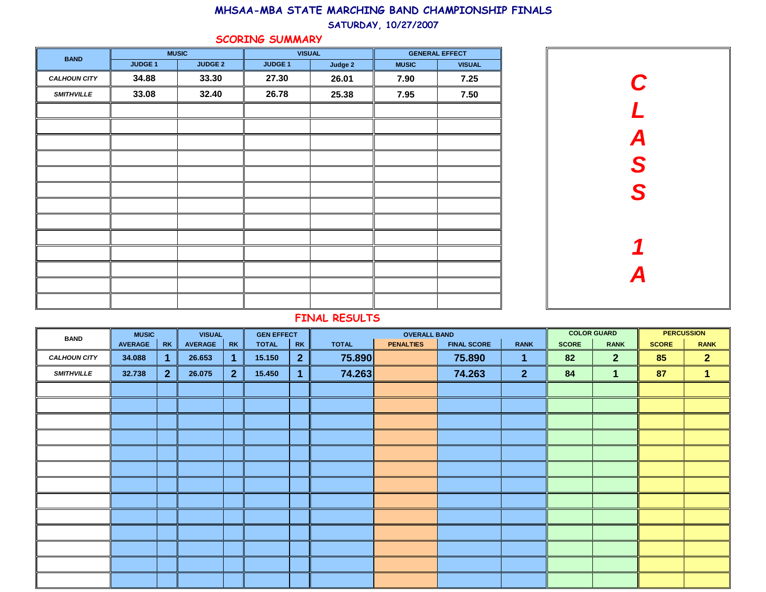# MHSAA-MBA STATE MARCHING BAND CHAMPIONSHIP FINALS

## SATURDAY, 10/27/2007

### SCORING SUMMARY

**CLASS 1A**

| BAND | MUSIC | | VISUAL | | GENERAL EFFECT | |
|---|---|---|---|---|---|---|
| | JUDGE 1 | JUDGE 2 | JUDGE 1 | Judge 2 | MUSIC | VISUAL |
| *CALHOUN CITY* | 34.88 | 33.30 | 27.30 | 26.01 | 7.90 | 7.25 |
| *SMITHVILLE* | 33.08 | 32.40 | 26.78 | 25.38 | 7.95 | 7.50 |

### FINAL RESULTS

| BAND | MUSIC | | VISUAL | | GEN EFFECT | | OVERALL BAND | | | | COLOR GUARD | | PERCUSSION | |
|---|---|---|---|---|---|---|---|---|---|---|---|---|---|---|
| | AVERAGE | RK | AVERAGE | RK | TOTAL | RK | TOTAL | PENALTIES | FINAL SCORE | RANK | SCORE | RANK | SCORE | RANK |
| *CALHOUN CITY* | 34.088 | 1 | 26.653 | 1 | 15.150 | 2 | 75.890 | | 75.890 | 1 | 82 | 2 | 85 | 2 |
| *SMITHVILLE* | 32.738 | 2 | 26.075 | 2 | 15.450 | 1 | 74.263 | | 74.263 | 2 | 84 | 1 | 87 | 1 |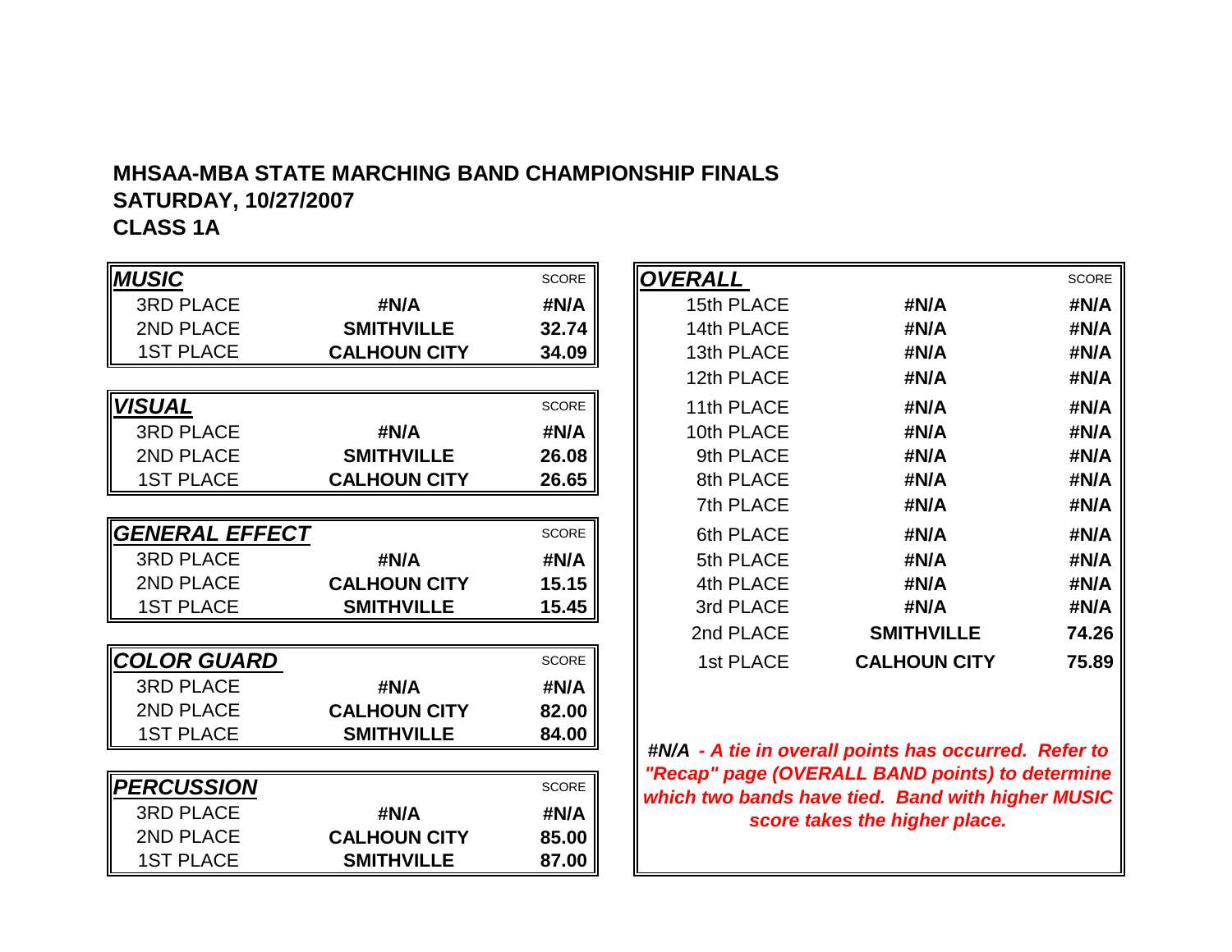**MHSAA-MBA STATE MARCHING BAND CHAMPIONSHIP FINALS**
**SATURDAY, 10/27/2007**
**CLASS 1A**

| *MUSIC* | | SCORE |
|---|---|---|
| 3RD PLACE | **#N/A** | **#N/A** |
| 2ND PLACE | **SMITHVILLE** | **32.74** |
| 1ST PLACE | **CALHOUN CITY** | **34.09** |

| *VISUAL* | | SCORE |
|---|---|---|
| 3RD PLACE | **#N/A** | **#N/A** |
| 2ND PLACE | **SMITHVILLE** | **26.08** |
| 1ST PLACE | **CALHOUN CITY** | **26.65** |

| *GENERAL EFFECT* | | SCORE |
|---|---|---|
| 3RD PLACE | **#N/A** | **#N/A** |
| 2ND PLACE | **CALHOUN CITY** | **15.15** |
| 1ST PLACE | **SMITHVILLE** | **15.45** |

| *COLOR GUARD* | | SCORE |
|---|---|---|
| 3RD PLACE | **#N/A** | **#N/A** |
| 2ND PLACE | **CALHOUN CITY** | **82.00** |
| 1ST PLACE | **SMITHVILLE** | **84.00** |

| *PERCUSSION* | | SCORE |
|---|---|---|
| 3RD PLACE | **#N/A** | **#N/A** |
| 2ND PLACE | **CALHOUN CITY** | **85.00** |
| 1ST PLACE | **SMITHVILLE** | **87.00** |

| *OVERALL* | | SCORE |
|---|---|---|
| 15th PLACE | **#N/A** | **#N/A** |
| 14th PLACE | **#N/A** | **#N/A** |
| 13th PLACE | **#N/A** | **#N/A** |
| 12th PLACE | **#N/A** | **#N/A** |
| 11th PLACE | **#N/A** | **#N/A** |
| 10th PLACE | **#N/A** | **#N/A** |
| 9th PLACE | **#N/A** | **#N/A** |
| 8th PLACE | **#N/A** | **#N/A** |
| 7th PLACE | **#N/A** | **#N/A** |
| 6th PLACE | **#N/A** | **#N/A** |
| 5th PLACE | **#N/A** | **#N/A** |
| 4th PLACE | **#N/A** | **#N/A** |
| 3rd PLACE | **#N/A** | **#N/A** |
| 2nd PLACE | **SMITHVILLE** | **74.26** |
| 1st PLACE | **CALHOUN CITY** | **75.89** |

***#N/A** - A tie in overall points has occurred. Refer to "Recap" page (OVERALL BAND points) to determine which two bands have tied. Band with higher MUSIC score takes the higher place.*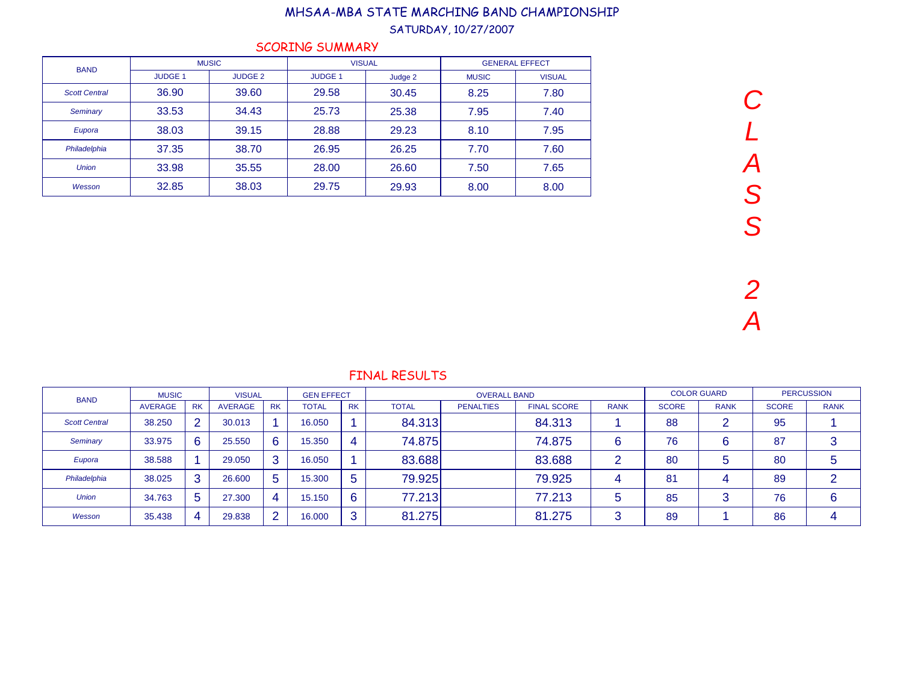# MHSAA-MBA STATE MARCHING BAND CHAMPIONSHIP

SATURDAY, 10/27/2007

## SCORING SUMMARY

| BAND | MUSIC | | VISUAL | | GENERAL EFFECT | |
|---|---|---|---|---|---|---|
| | JUDGE 1 | JUDGE 2 | JUDGE 1 | Judge 2 | MUSIC | VISUAL |
| *Scott Central* | 36.90 | 39.60 | 29.58 | 30.45 | 8.25 | 7.80 |
| *Seminary* | 33.53 | 34.43 | 25.73 | 25.38 | 7.95 | 7.40 |
| *Eupora* | 38.03 | 39.15 | 28.88 | 29.23 | 8.10 | 7.95 |
| *Philadelphia* | 37.35 | 38.70 | 26.95 | 26.25 | 7.70 | 7.60 |
| *Union* | 33.98 | 35.55 | 28.00 | 26.60 | 7.50 | 7.65 |
| *Wesson* | 32.85 | 38.03 | 29.75 | 29.93 | 8.00 | 8.00 |

*CLASS 2A*

## FINAL RESULTS

| BAND | MUSIC | | VISUAL | | GEN EFFECT | | OVERALL BAND | | | | COLOR GUARD | | PERCUSSION | |
|---|---|---|---|---|---|---|---|---|---|---|---|---|---|---|
| | AVERAGE | RK | AVERAGE | RK | TOTAL | RK | TOTAL | PENALTIES | FINAL SCORE | RANK | SCORE | RANK | SCORE | RANK |
| *Scott Central* | 38.250 | 2 | 30.013 | 1 | 16.050 | 1 | 84.313 | | 84.313 | 1 | 88 | 2 | 95 | 1 |
| *Seminary* | 33.975 | 6 | 25.550 | 6 | 15.350 | 4 | 74.875 | | 74.875 | 6 | 76 | 6 | 87 | 3 |
| *Eupora* | 38.588 | 1 | 29.050 | 3 | 16.050 | 1 | 83.688 | | 83.688 | 2 | 80 | 5 | 80 | 5 |
| *Philadelphia* | 38.025 | 3 | 26.600 | 5 | 15.300 | 5 | 79.925 | | 79.925 | 4 | 81 | 4 | 89 | 2 |
| *Union* | 34.763 | 5 | 27.300 | 4 | 15.150 | 6 | 77.213 | | 77.213 | 5 | 85 | 3 | 76 | 6 |
| *Wesson* | 35.438 | 4 | 29.838 | 2 | 16.000 | 3 | 81.275 | | 81.275 | 3 | 89 | 1 | 86 | 4 |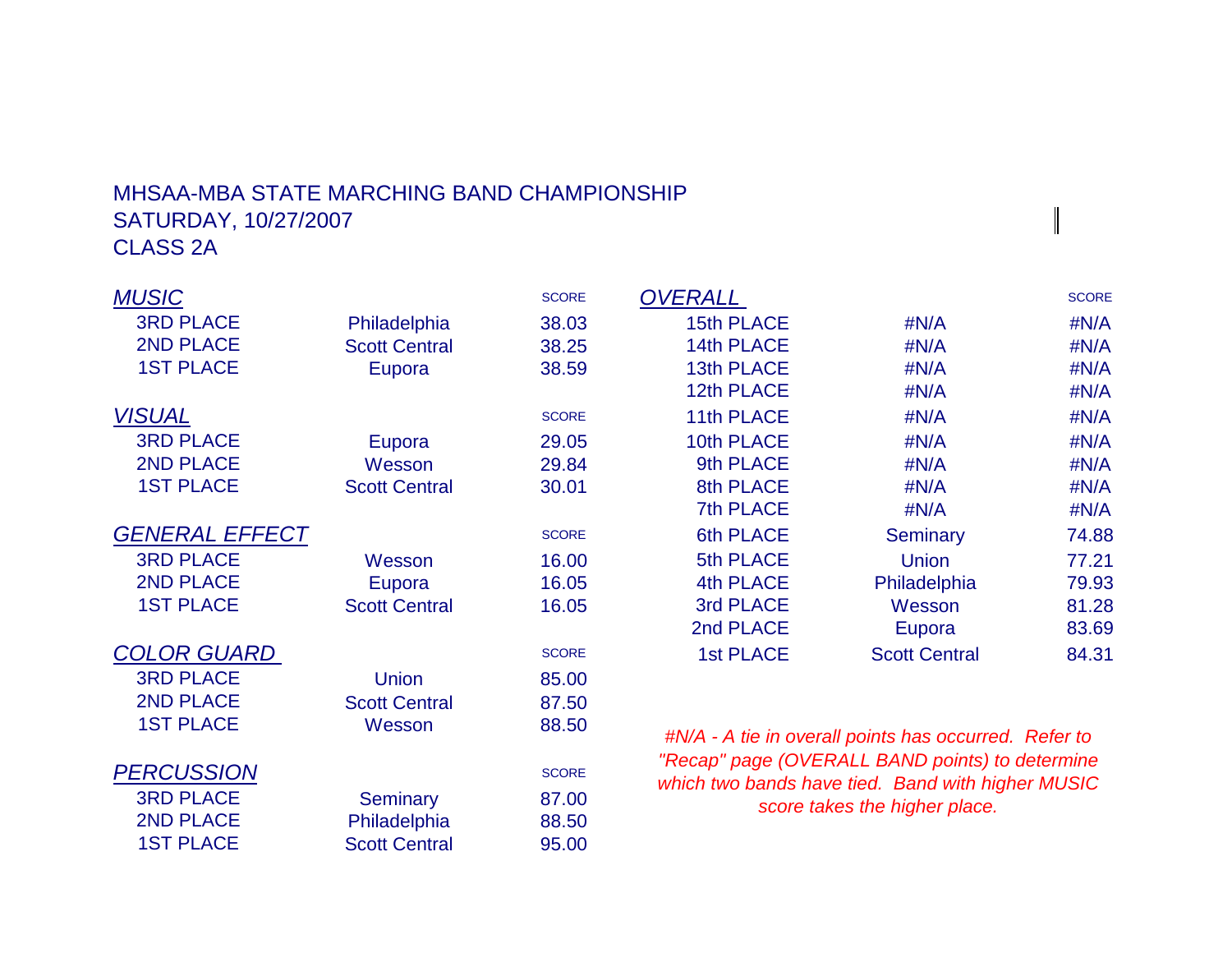MHSAA-MBA STATE MARCHING BAND CHAMPIONSHIP
SATURDAY, 10/27/2007
CLASS 2A

### *MUSIC*

| | | SCORE |
|---|---|---|
| 3RD PLACE | Philadelphia | 38.03 |
| 2ND PLACE | Scott Central | 38.25 |
| 1ST PLACE | Eupora | 38.59 |

### *VISUAL*

| | | SCORE |
|---|---|---|
| 3RD PLACE | Eupora | 29.05 |
| 2ND PLACE | Wesson | 29.84 |
| 1ST PLACE | Scott Central | 30.01 |

### *GENERAL EFFECT*

| | | SCORE |
|---|---|---|
| 3RD PLACE | Wesson | 16.00 |
| 2ND PLACE | Eupora | 16.05 |
| 1ST PLACE | Scott Central | 16.05 |

### *COLOR GUARD*

| | | SCORE |
|---|---|---|
| 3RD PLACE | Union | 85.00 |
| 2ND PLACE | Scott Central | 87.50 |
| 1ST PLACE | Wesson | 88.50 |

### *PERCUSSION*

| | | SCORE |
|---|---|---|
| 3RD PLACE | Seminary | 87.00 |
| 2ND PLACE | Philadelphia | 88.50 |
| 1ST PLACE | Scott Central | 95.00 |

### *OVERALL*

| | | SCORE |
|---|---|---|
| 15th PLACE | #N/A | #N/A |
| 14th PLACE | #N/A | #N/A |
| 13th PLACE | #N/A | #N/A |
| 12th PLACE | #N/A | #N/A |
| 11th PLACE | #N/A | #N/A |
| 10th PLACE | #N/A | #N/A |
| 9th PLACE | #N/A | #N/A |
| 8th PLACE | #N/A | #N/A |
| 7th PLACE | #N/A | #N/A |
| 6th PLACE | Seminary | 74.88 |
| 5th PLACE | Union | 77.21 |
| 4th PLACE | Philadelphia | 79.93 |
| 3rd PLACE | Wesson | 81.28 |
| 2nd PLACE | Eupora | 83.69 |
| 1st PLACE | Scott Central | 84.31 |

*#N/A - A tie in overall points has occurred. Refer to "Recap" page (OVERALL BAND points) to determine which two bands have tied. Band with higher MUSIC score takes the higher place.*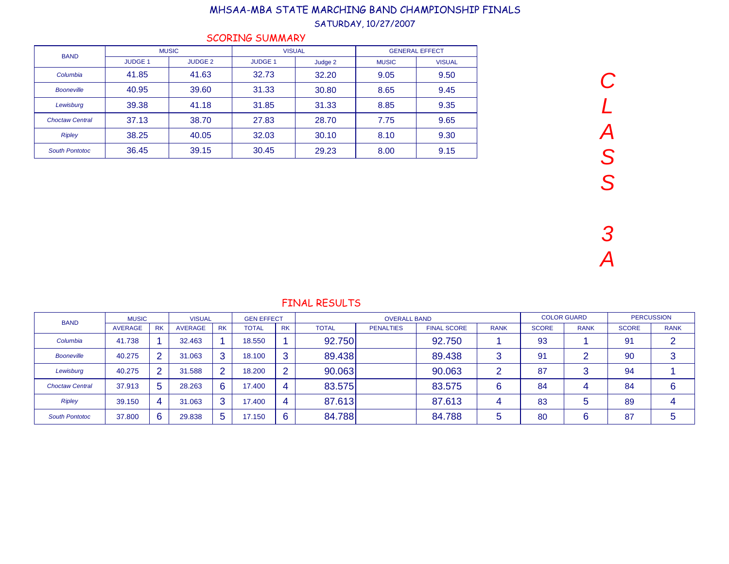# MHSAA-MBA STATE MARCHING BAND CHAMPIONSHIP FINALS

SATURDAY, 10/27/2007

CLASS 3A

## SCORING SUMMARY

| BAND | MUSIC | | VISUAL | | GENERAL EFFECT | |
|---|---|---|---|---|---|---|
| | JUDGE 1 | JUDGE 2 | JUDGE 1 | Judge 2 | MUSIC | VISUAL |
| *Columbia* | 41.85 | 41.63 | 32.73 | 32.20 | 9.05 | 9.50 |
| *Booneville* | 40.95 | 39.60 | 31.33 | 30.80 | 8.65 | 9.45 |
| *Lewisburg* | 39.38 | 41.18 | 31.85 | 31.33 | 8.85 | 9.35 |
| *Choctaw Central* | 37.13 | 38.70 | 27.83 | 28.70 | 7.75 | 9.65 |
| *Ripley* | 38.25 | 40.05 | 32.03 | 30.10 | 8.10 | 9.30 |
| *South Pontotoc* | 36.45 | 39.15 | 30.45 | 29.23 | 8.00 | 9.15 |

## FINAL RESULTS

| BAND | MUSIC | | VISUAL | | GEN EFFECT | | OVERALL BAND | | | | COLOR GUARD | | PERCUSSION | |
|---|---|---|---|---|---|---|---|---|---|---|---|---|---|---|
| | AVERAGE | RK | AVERAGE | RK | TOTAL | RK | TOTAL | PENALTIES | FINAL SCORE | RANK | SCORE | RANK | SCORE | RANK |
| *Columbia* | 41.738 | 1 | 32.463 | 1 | 18.550 | 1 | 92.750 | | 92.750 | 1 | 93 | 1 | 91 | 2 |
| *Booneville* | 40.275 | 2 | 31.063 | 3 | 18.100 | 3 | 89.438 | | 89.438 | 3 | 91 | 2 | 90 | 3 |
| *Lewisburg* | 40.275 | 2 | 31.588 | 2 | 18.200 | 2 | 90.063 | | 90.063 | 2 | 87 | 3 | 94 | 1 |
| *Choctaw Central* | 37.913 | 5 | 28.263 | 6 | 17.400 | 4 | 83.575 | | 83.575 | 6 | 84 | 4 | 84 | 6 |
| *Ripley* | 39.150 | 4 | 31.063 | 3 | 17.400 | 4 | 87.613 | | 87.613 | 4 | 83 | 5 | 89 | 4 |
| *South Pontotoc* | 37.800 | 6 | 29.838 | 5 | 17.150 | 6 | 84.788 | | 84.788 | 5 | 80 | 6 | 87 | 5 |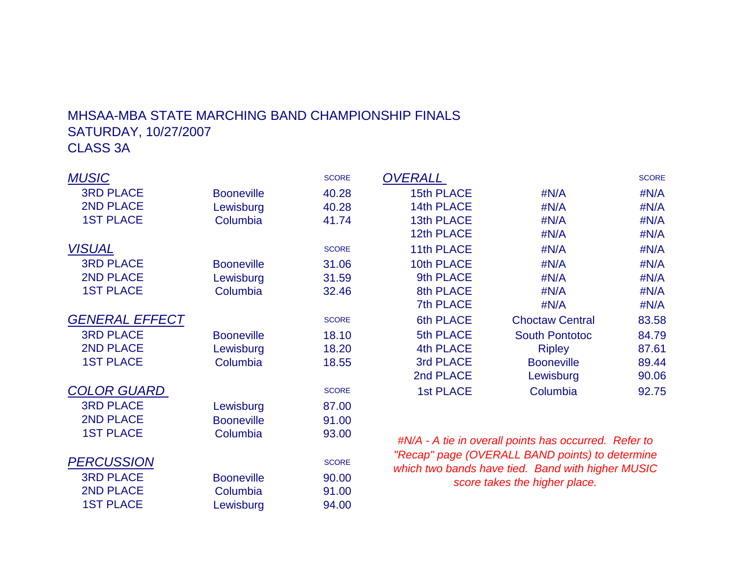MHSAA-MBA STATE MARCHING BAND CHAMPIONSHIP FINALS
SATURDAY, 10/27/2007
CLASS 3A

| *MUSIC* | | SCORE |
|---|---|---|
| 3RD PLACE | Booneville | 40.28 |
| 2ND PLACE | Lewisburg | 40.28 |
| 1ST PLACE | Columbia | 41.74 |

| *VISUAL* | | SCORE |
|---|---|---|
| 3RD PLACE | Booneville | 31.06 |
| 2ND PLACE | Lewisburg | 31.59 |
| 1ST PLACE | Columbia | 32.46 |

| *GENERAL EFFECT* | | SCORE |
|---|---|---|
| 3RD PLACE | Booneville | 18.10 |
| 2ND PLACE | Lewisburg | 18.20 |
| 1ST PLACE | Columbia | 18.55 |

| *COLOR GUARD* | | SCORE |
|---|---|---|
| 3RD PLACE | Lewisburg | 87.00 |
| 2ND PLACE | Booneville | 91.00 |
| 1ST PLACE | Columbia | 93.00 |

| *PERCUSSION* | | SCORE |
|---|---|---|
| 3RD PLACE | Booneville | 90.00 |
| 2ND PLACE | Columbia | 91.00 |
| 1ST PLACE | Lewisburg | 94.00 |

| *OVERALL* | | SCORE |
|---|---|---|
| 15th PLACE | #N/A | #N/A |
| 14th PLACE | #N/A | #N/A |
| 13th PLACE | #N/A | #N/A |
| 12th PLACE | #N/A | #N/A |
| 11th PLACE | #N/A | #N/A |
| 10th PLACE | #N/A | #N/A |
| 9th PLACE | #N/A | #N/A |
| 8th PLACE | #N/A | #N/A |
| 7th PLACE | #N/A | #N/A |
| 6th PLACE | Choctaw Central | 83.58 |
| 5th PLACE | South Pontotoc | 84.79 |
| 4th PLACE | Ripley | 87.61 |
| 3rd PLACE | Booneville | 89.44 |
| 2nd PLACE | Lewisburg | 90.06 |
| 1st PLACE | Columbia | 92.75 |

*#N/A - A tie in overall points has occurred. Refer to "Recap" page (OVERALL BAND points) to determine which two bands have tied. Band with higher MUSIC score takes the higher place.*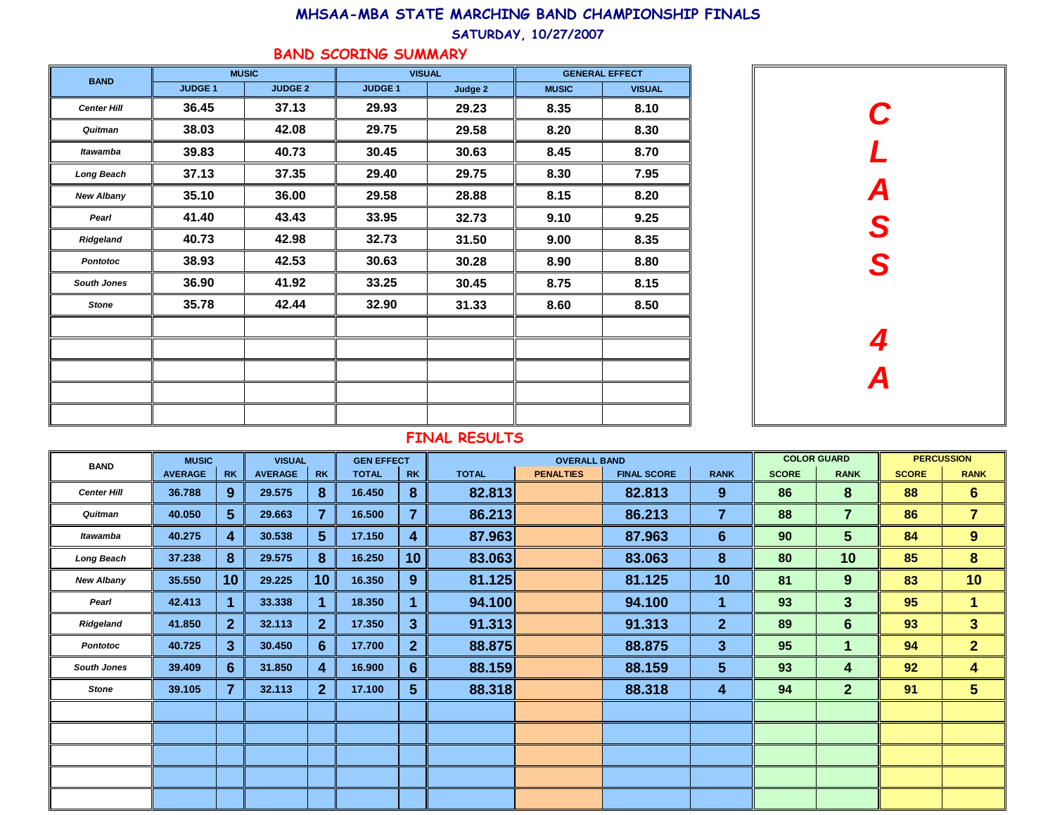# MHSAA-MBA STATE MARCHING BAND CHAMPIONSHIP FINALS

## SATURDAY, 10/27/2007

## BAND SCORING SUMMARY

**CLASS 4A**

| BAND | MUSIC | | VISUAL | | GENERAL EFFECT | |
|---|---|---|---|---|---|---|
| | JUDGE 1 | JUDGE 2 | JUDGE 1 | Judge 2 | MUSIC | VISUAL |
| Center Hill | 36.45 | 37.13 | 29.93 | 29.23 | 8.35 | 8.10 |
| Quitman | 38.03 | 42.08 | 29.75 | 29.58 | 8.20 | 8.30 |
| Itawamba | 39.83 | 40.73 | 30.45 | 30.63 | 8.45 | 8.70 |
| Long Beach | 37.13 | 37.35 | 29.40 | 29.75 | 8.30 | 7.95 |
| New Albany | 35.10 | 36.00 | 29.58 | 28.88 | 8.15 | 8.20 |
| Pearl | 41.40 | 43.43 | 33.95 | 32.73 | 9.10 | 9.25 |
| Ridgeland | 40.73 | 42.98 | 32.73 | 31.50 | 9.00 | 8.35 |
| Pontotoc | 38.93 | 42.53 | 30.63 | 30.28 | 8.90 | 8.80 |
| South Jones | 36.90 | 41.92 | 33.25 | 30.45 | 8.75 | 8.15 |
| Stone | 35.78 | 42.44 | 32.90 | 31.33 | 8.60 | 8.50 |

## FINAL RESULTS

| BAND | MUSIC | | VISUAL | | GEN EFFECT | | OVERALL BAND | | | | COLOR GUARD | | PERCUSSION | |
|---|---|---|---|---|---|---|---|---|---|---|---|---|---|---|
| | AVERAGE | RK | AVERAGE | RK | TOTAL | RK | TOTAL | PENALTIES | FINAL SCORE | RANK | SCORE | RANK | SCORE | RANK |
| Center Hill | 36.788 | 9 | 29.575 | 8 | 16.450 | 8 | 82.813 | | 82.813 | 9 | 86 | 8 | 88 | 6 |
| Quitman | 40.050 | 5 | 29.663 | 7 | 16.500 | 7 | 86.213 | | 86.213 | 7 | 88 | 7 | 86 | 7 |
| Itawamba | 40.275 | 4 | 30.538 | 5 | 17.150 | 4 | 87.963 | | 87.963 | 6 | 90 | 5 | 84 | 9 |
| Long Beach | 37.238 | 8 | 29.575 | 8 | 16.250 | 10 | 83.063 | | 83.063 | 8 | 80 | 10 | 85 | 8 |
| New Albany | 35.550 | 10 | 29.225 | 10 | 16.350 | 9 | 81.125 | | 81.125 | 10 | 81 | 9 | 83 | 10 |
| Pearl | 42.413 | 1 | 33.338 | 1 | 18.350 | 1 | 94.100 | | 94.100 | 1 | 93 | 3 | 95 | 1 |
| Ridgeland | 41.850 | 2 | 32.113 | 2 | 17.350 | 3 | 91.313 | | 91.313 | 2 | 89 | 6 | 93 | 3 |
| Pontotoc | 40.725 | 3 | 30.450 | 6 | 17.700 | 2 | 88.875 | | 88.875 | 3 | 95 | 1 | 94 | 2 |
| South Jones | 39.409 | 6 | 31.850 | 4 | 16.900 | 6 | 88.159 | | 88.159 | 5 | 93 | 4 | 92 | 4 |
| Stone | 39.105 | 7 | 32.113 | 2 | 17.100 | 5 | 88.318 | | 88.318 | 4 | 94 | 2 | 91 | 5 |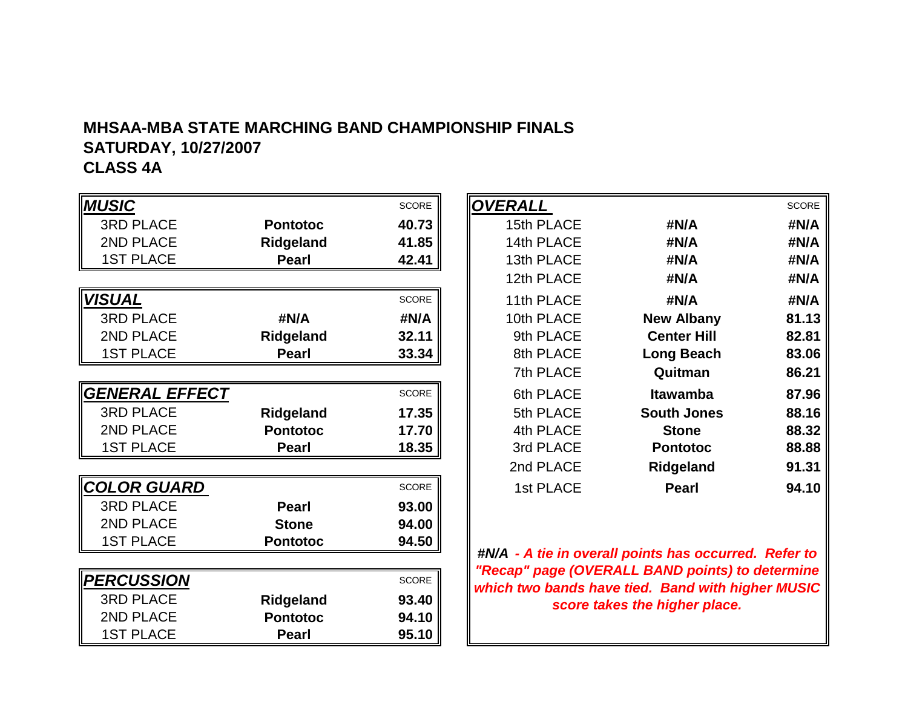**MHSAA-MBA STATE MARCHING BAND CHAMPIONSHIP FINALS**
**SATURDAY, 10/27/2007**
**CLASS 4A**

| ***MUSIC*** | | SCORE |
|---|---|---|
| 3RD PLACE | **Pontotoc** | **40.73** |
| 2ND PLACE | **Ridgeland** | **41.85** |
| 1ST PLACE | **Pearl** | **42.41** |

| ***VISUAL*** | | SCORE |
|---|---|---|
| 3RD PLACE | **#N/A** | **#N/A** |
| 2ND PLACE | **Ridgeland** | **32.11** |
| 1ST PLACE | **Pearl** | **33.34** |

| ***GENERAL EFFECT*** | | SCORE |
|---|---|---|
| 3RD PLACE | **Ridgeland** | **17.35** |
| 2ND PLACE | **Pontotoc** | **17.70** |
| 1ST PLACE | **Pearl** | **18.35** |

| ***COLOR GUARD*** | | SCORE |
|---|---|---|
| 3RD PLACE | **Pearl** | **93.00** |
| 2ND PLACE | **Stone** | **94.00** |
| 1ST PLACE | **Pontotoc** | **94.50** |

| ***PERCUSSION*** | | SCORE |
|---|---|---|
| 3RD PLACE | **Ridgeland** | **93.40** |
| 2ND PLACE | **Pontotoc** | **94.10** |
| 1ST PLACE | **Pearl** | **95.10** |

| ***OVERALL*** | | SCORE |
|---|---|---|
| 15th PLACE | **#N/A** | **#N/A** |
| 14th PLACE | **#N/A** | **#N/A** |
| 13th PLACE | **#N/A** | **#N/A** |
| 12th PLACE | **#N/A** | **#N/A** |
| 11th PLACE | **#N/A** | **#N/A** |
| 10th PLACE | **New Albany** | **81.13** |
| 9th PLACE | **Center Hill** | **82.81** |
| 8th PLACE | **Long Beach** | **83.06** |
| 7th PLACE | **Quitman** | **86.21** |
| 6th PLACE | **Itawamba** | **87.96** |
| 5th PLACE | **South Jones** | **88.16** |
| 4th PLACE | **Stone** | **88.32** |
| 3rd PLACE | **Pontotoc** | **88.88** |
| 2nd PLACE | **Ridgeland** | **91.31** |
| 1st PLACE | **Pearl** | **94.10** |

***#N/A - A tie in overall points has occurred. Refer to "Recap" page (OVERALL BAND points) to determine which two bands have tied. Band with higher MUSIC score takes the higher place.***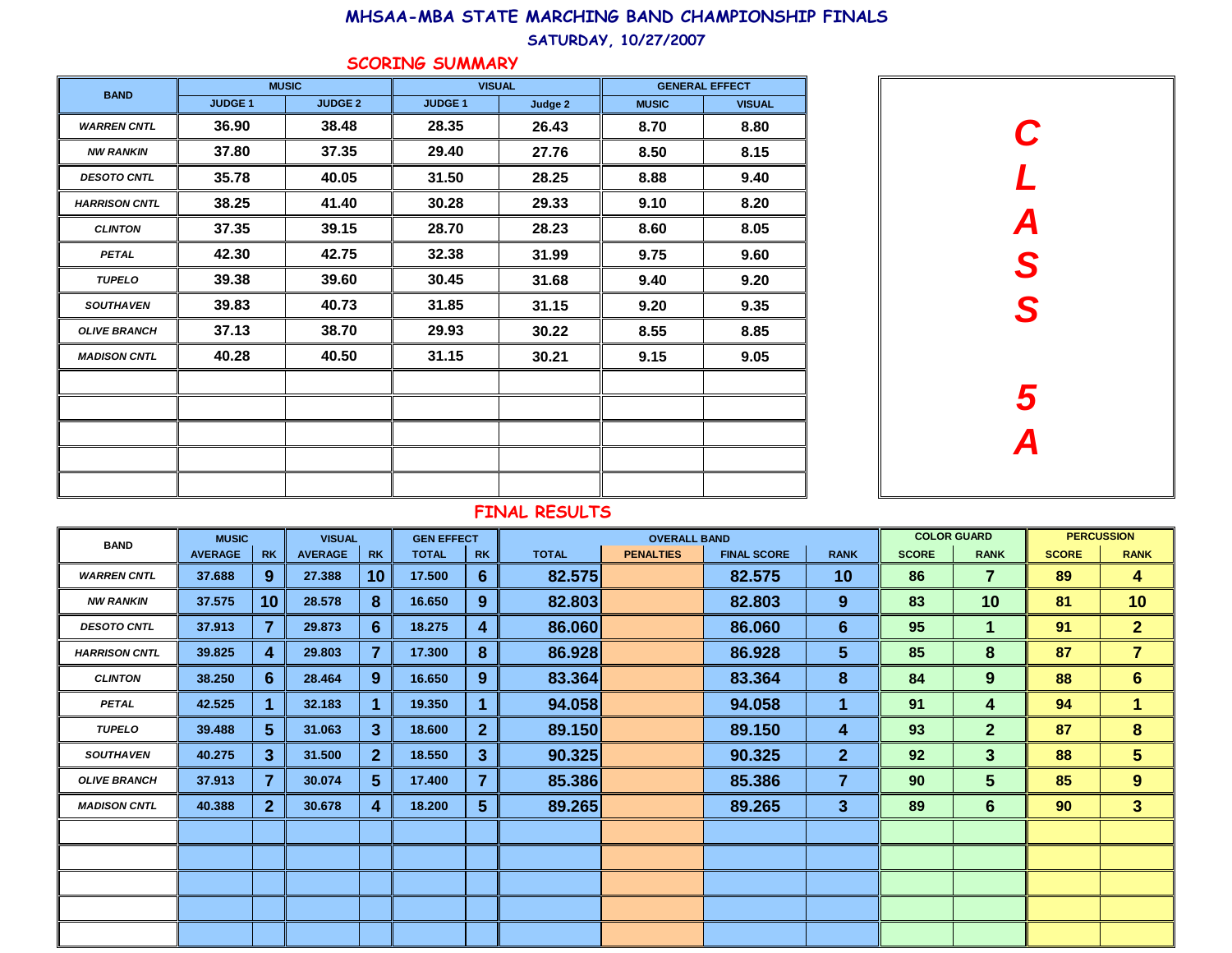# MHSAA-MBA STATE MARCHING BAND CHAMPIONSHIP FINALS

## SATURDAY, 10/27/2007

## SCORING SUMMARY

**CLASS 5A**

| BAND | MUSIC | | VISUAL | | GENERAL EFFECT | |
|---|---|---|---|---|---|---|
| | JUDGE 1 | JUDGE 2 | JUDGE 1 | Judge 2 | MUSIC | VISUAL |
| WARREN CNTL | 36.90 | 38.48 | 28.35 | 26.43 | 8.70 | 8.80 |
| NW RANKIN | 37.80 | 37.35 | 29.40 | 27.76 | 8.50 | 8.15 |
| DESOTO CNTL | 35.78 | 40.05 | 31.50 | 28.25 | 8.88 | 9.40 |
| HARRISON CNTL | 38.25 | 41.40 | 30.28 | 29.33 | 9.10 | 8.20 |
| CLINTON | 37.35 | 39.15 | 28.70 | 28.23 | 8.60 | 8.05 |
| PETAL | 42.30 | 42.75 | 32.38 | 31.99 | 9.75 | 9.60 |
| TUPELO | 39.38 | 39.60 | 30.45 | 31.68 | 9.40 | 9.20 |
| SOUTHAVEN | 39.83 | 40.73 | 31.85 | 31.15 | 9.20 | 9.35 |
| OLIVE BRANCH | 37.13 | 38.70 | 29.93 | 30.22 | 8.55 | 8.85 |
| MADISON CNTL | 40.28 | 40.50 | 31.15 | 30.21 | 9.15 | 9.05 |

## FINAL RESULTS

| BAND | MUSIC | | VISUAL | | GEN EFFECT | | OVERALL BAND | | | | COLOR GUARD | | PERCUSSION | |
|---|---|---|---|---|---|---|---|---|---|---|---|---|---|---|
| | AVERAGE | RK | AVERAGE | RK | TOTAL | RK | TOTAL | PENALTIES | FINAL SCORE | RANK | SCORE | RANK | SCORE | RANK |
| WARREN CNTL | 37.688 | 9 | 27.388 | 10 | 17.500 | 6 | 82.575 | | 82.575 | 10 | 86 | 7 | 89 | 4 |
| NW RANKIN | 37.575 | 10 | 28.578 | 8 | 16.650 | 9 | 82.803 | | 82.803 | 9 | 83 | 10 | 81 | 10 |
| DESOTO CNTL | 37.913 | 7 | 29.873 | 6 | 18.275 | 4 | 86.060 | | 86.060 | 6 | 95 | 1 | 91 | 2 |
| HARRISON CNTL | 39.825 | 4 | 29.803 | 7 | 17.300 | 8 | 86.928 | | 86.928 | 5 | 85 | 8 | 87 | 7 |
| CLINTON | 38.250 | 6 | 28.464 | 9 | 16.650 | 9 | 83.364 | | 83.364 | 8 | 84 | 9 | 88 | 6 |
| PETAL | 42.525 | 1 | 32.183 | 1 | 19.350 | 1 | 94.058 | | 94.058 | 1 | 91 | 4 | 94 | 1 |
| TUPELO | 39.488 | 5 | 31.063 | 3 | 18.600 | 2 | 89.150 | | 89.150 | 4 | 93 | 2 | 87 | 8 |
| SOUTHAVEN | 40.275 | 3 | 31.500 | 2 | 18.550 | 3 | 90.325 | | 90.325 | 2 | 92 | 3 | 88 | 5 |
| OLIVE BRANCH | 37.913 | 7 | 30.074 | 5 | 17.400 | 7 | 85.386 | | 85.386 | 7 | 90 | 5 | 85 | 9 |
| MADISON CNTL | 40.388 | 2 | 30.678 | 4 | 18.200 | 5 | 89.265 | | 89.265 | 3 | 89 | 6 | 90 | 3 |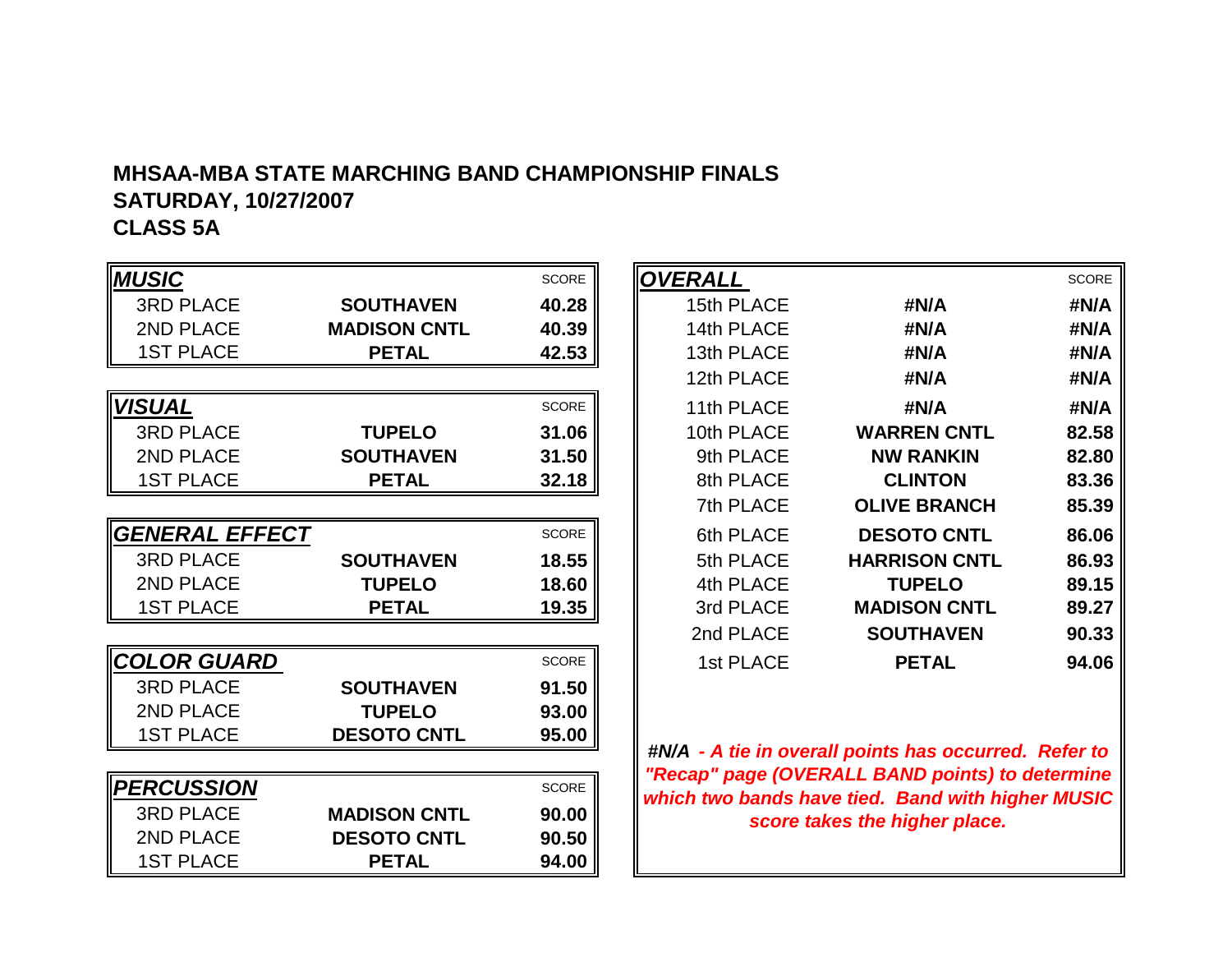**MHSAA-MBA STATE MARCHING BAND CHAMPIONSHIP FINALS**
**SATURDAY, 10/27/2007**
**CLASS 5A**

| ***MUSIC*** | | SCORE |
|---|---|---|
| 3RD PLACE | **SOUTHAVEN** | **40.28** |
| 2ND PLACE | **MADISON CNTL** | **40.39** |
| 1ST PLACE | **PETAL** | **42.53** |

| ***VISUAL*** | | SCORE |
|---|---|---|
| 3RD PLACE | **TUPELO** | **31.06** |
| 2ND PLACE | **SOUTHAVEN** | **31.50** |
| 1ST PLACE | **PETAL** | **32.18** |

| ***GENERAL EFFECT*** | | SCORE |
|---|---|---|
| 3RD PLACE | **SOUTHAVEN** | **18.55** |
| 2ND PLACE | **TUPELO** | **18.60** |
| 1ST PLACE | **PETAL** | **19.35** |

| ***COLOR GUARD*** | | SCORE |
|---|---|---|
| 3RD PLACE | **SOUTHAVEN** | **91.50** |
| 2ND PLACE | **TUPELO** | **93.00** |
| 1ST PLACE | **DESOTO CNTL** | **95.00** |

| ***PERCUSSION*** | | SCORE |
|---|---|---|
| 3RD PLACE | **MADISON CNTL** | **90.00** |
| 2ND PLACE | **DESOTO CNTL** | **90.50** |
| 1ST PLACE | **PETAL** | **94.00** |

| ***OVERALL*** | | SCORE |
|---|---|---|
| 15th PLACE | **#N/A** | **#N/A** |
| 14th PLACE | **#N/A** | **#N/A** |
| 13th PLACE | **#N/A** | **#N/A** |
| 12th PLACE | **#N/A** | **#N/A** |
| 11th PLACE | **#N/A** | **#N/A** |
| 10th PLACE | **WARREN CNTL** | **82.58** |
| 9th PLACE | **NW RANKIN** | **82.80** |
| 8th PLACE | **CLINTON** | **83.36** |
| 7th PLACE | **OLIVE BRANCH** | **85.39** |
| 6th PLACE | **DESOTO CNTL** | **86.06** |
| 5th PLACE | **HARRISON CNTL** | **86.93** |
| 4th PLACE | **TUPELO** | **89.15** |
| 3rd PLACE | **MADISON CNTL** | **89.27** |
| 2nd PLACE | **SOUTHAVEN** | **90.33** |
| 1st PLACE | **PETAL** | **94.06** |

***#N/A** - A tie in overall points has occurred. Refer to "Recap" page (OVERALL BAND points) to determine which two bands have tied. Band with higher MUSIC score takes the higher place.*